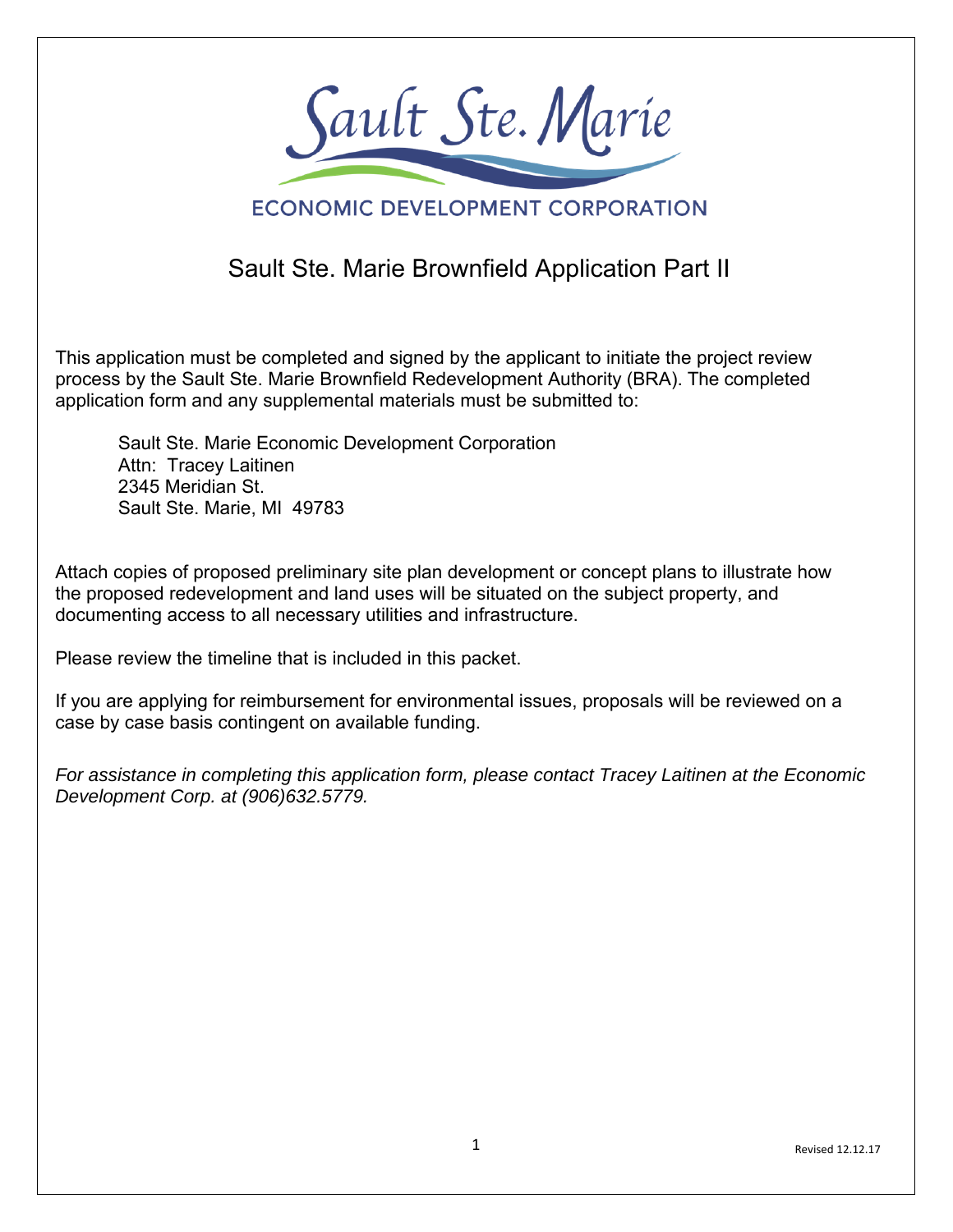Sault Ste. Marie

ECONOMIC DEVELOPMENT CORPORATION

# Sault Ste. Marie Brownfield Application Part II

This application must be completed and signed by the applicant to initiate the project review process by the Sault Ste. Marie Brownfield Redevelopment Authority (BRA). The completed application form and any supplemental materials must be submitted to:

Sault Ste. Marie Economic Development Corporation
Attn: Tracey Laitinen
2345 Meridian St.
Sault Ste. Marie, MI 49783

Attach copies of proposed preliminary site plan development or concept plans to illustrate how the proposed redevelopment and land uses will be situated on the subject property, and documenting access to all necessary utilities and infrastructure.

Please review the timeline that is included in this packet.

If you are applying for reimbursement for environmental issues, proposals will be reviewed on a case by case basis contingent on available funding.

*For assistance in completing this application form, please contact Tracey Laitinen at the Economic Development Corp. at (906)632.5779.*

Revised 12.12.17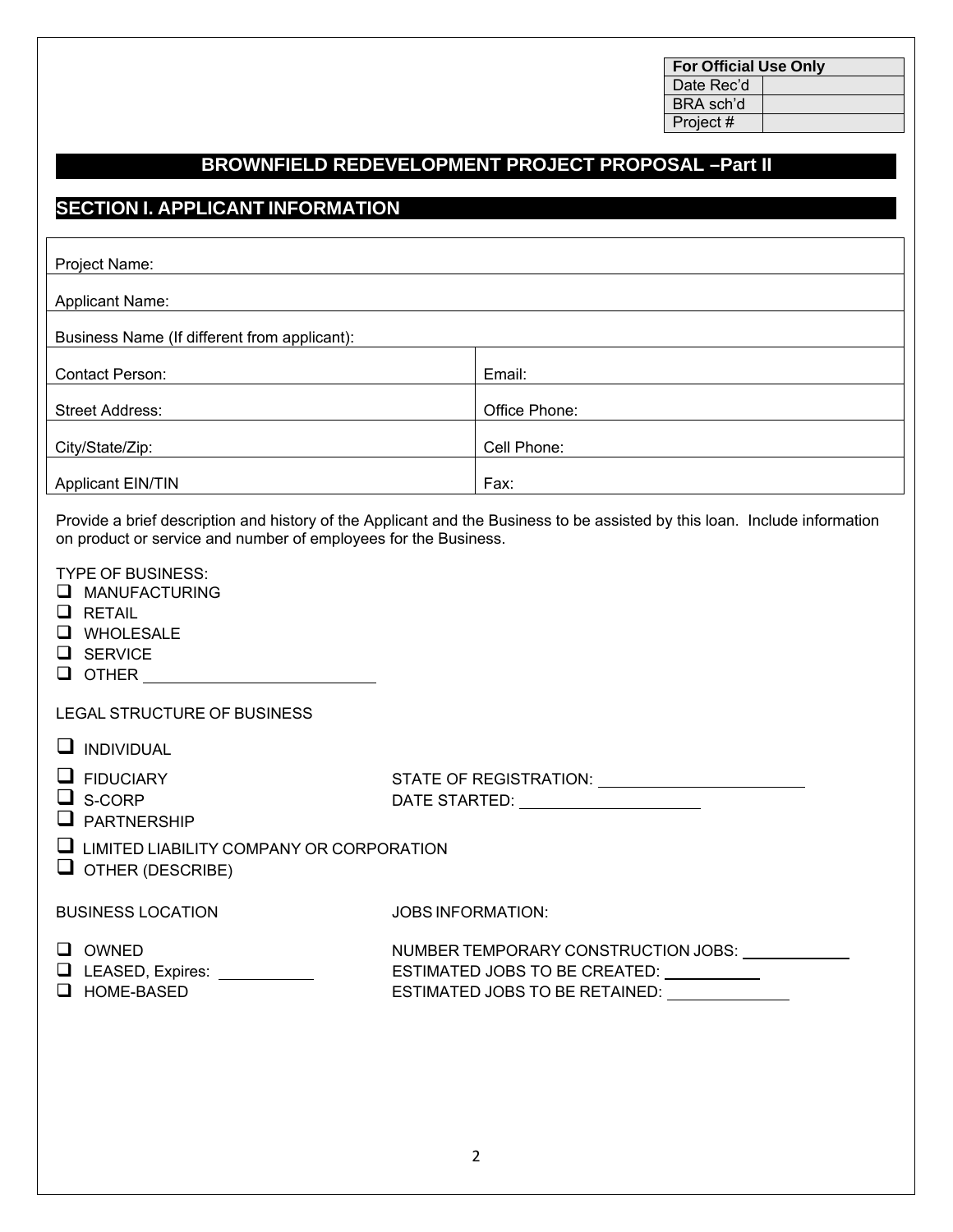| For Official Use Only | |
|---|---|
| Date Rec'd | |
| BRA sch'd | |
| Project # | |

# BROWNFIELD REDEVELOPMENT PROJECT PROPOSAL –Part II

## SECTION I. APPLICANT INFORMATION

| | |
|---|---|
| Project Name: | |
| Applicant Name: | |
| Business Name (If different from applicant): | |
| Contact Person: | Email: |
| Street Address: | Office Phone: |
| City/State/Zip: | Cell Phone: |
| Applicant EIN/TIN | Fax: |

Provide a brief description and history of the Applicant and the Business to be assisted by this loan. Include information on product or service and number of employees for the Business.

TYPE OF BUSINESS:

- ☐ MANUFACTURING
- ☐ RETAIL
- ☐ WHOLESALE
- ☐ SERVICE
- ☐ OTHER ___________________________

LEGAL STRUCTURE OF BUSINESS

- ☐ INDIVIDUAL
- ☐ FIDUCIARY
- ☐ S-CORP
- ☐ PARTNERSHIP
- ☐ LIMITED LIABILITY COMPANY OR CORPORATION
- ☐ OTHER (DESCRIBE)

STATE OF REGISTRATION: ________________________

DATE STARTED: ____________________

BUSINESS LOCATION

- ☐ OWNED
- ☐ LEASED, Expires: ___________
- ☐ HOME-BASED

JOBS INFORMATION:

NUMBER TEMPORARY CONSTRUCTION JOBS: ____________

ESTIMATED JOBS TO BE CREATED: ___________

ESTIMATED JOBS TO BE RETAINED: ______________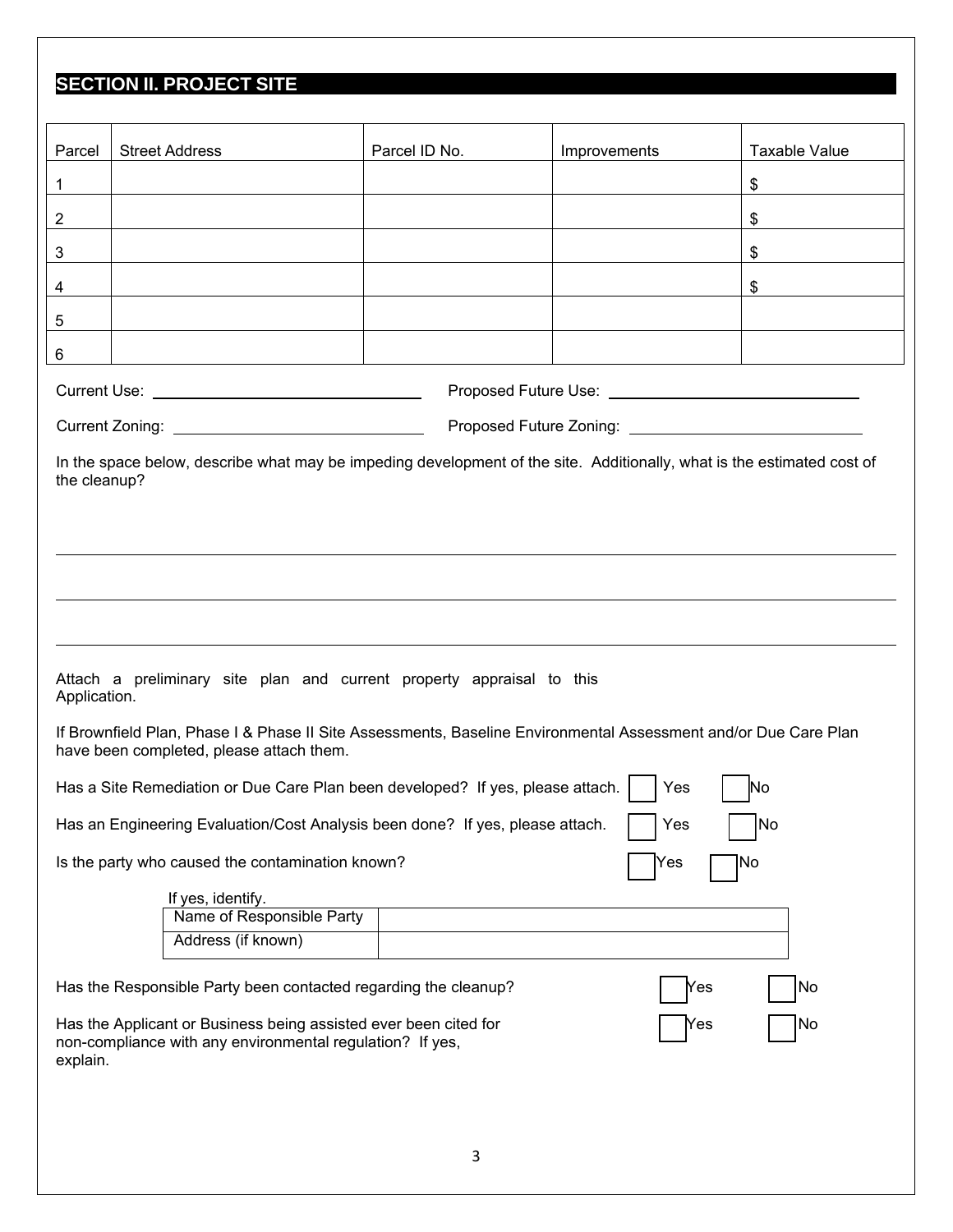## SECTION II. PROJECT SITE

| Parcel | Street Address | Parcel ID No. | Improvements | Taxable Value |
|---|---|---|---|---|
| 1 | | | | $ |
| 2 | | | | $ |
| 3 | | | | $ |
| 4 | | | | $ |
| 5 | | | | |
| 6 | | | | |

Current Use: ______________________ Proposed Future Use: ______________________

Current Zoning: ______________________ Proposed Future Zoning: ______________________

In the space below, describe what may be impeding development of the site. Additionally, what is the estimated cost of the cleanup?

_______________________________________________________________

_______________________________________________________________

_______________________________________________________________

Attach a preliminary site plan and current property appraisal to this Application.

If Brownfield Plan, Phase I & Phase II Site Assessments, Baseline Environmental Assessment and/or Due Care Plan have been completed, please attach them.

Has a Site Remediation or Due Care Plan been developed? If yes, please attach. ☐ Yes ☐ No

Has an Engineering Evaluation/Cost Analysis been done? If yes, please attach. ☐ Yes ☐ No

Is the party who caused the contamination known? ☐ Yes ☐ No

If yes, identify.

| Name of Responsible Party | |
|---|---|
| Address (if known) | |

Has the Responsible Party been contacted regarding the cleanup? ☐ Yes ☐ No

Has the Applicant or Business being assisted ever been cited for non-compliance with any environmental regulation? If yes, explain. ☐ Yes ☐ No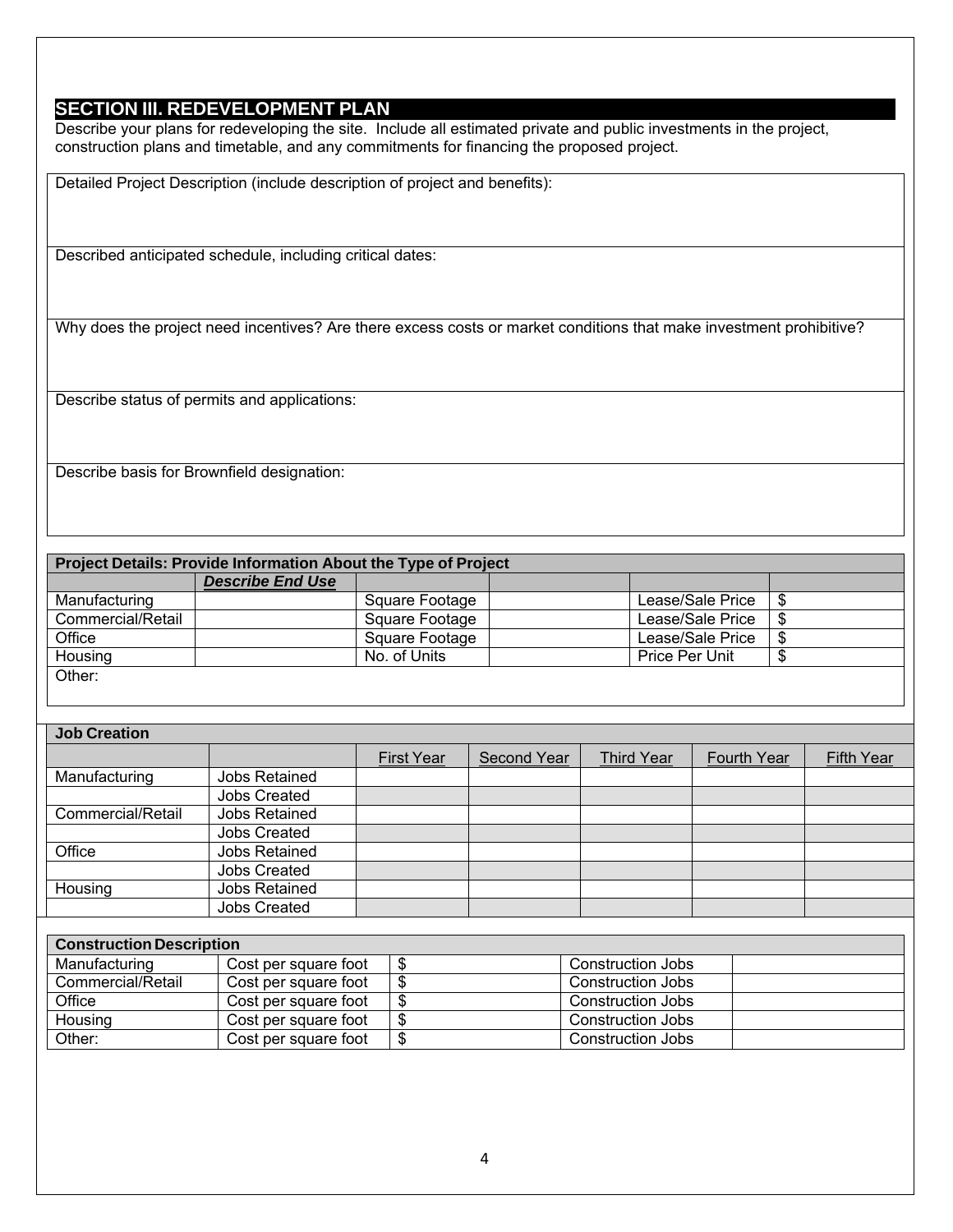## SECTION III. REDEVELOPMENT PLAN

Describe your plans for redeveloping the site. Include all estimated private and public investments in the project, construction plans and timetable, and any commitments for financing the proposed project.

| Detailed Project Description (include description of project and benefits): |
|---|
| Described anticipated schedule, including critical dates: |
| Why does the project need incentives? Are there excess costs or market conditions that make investment prohibitive? |
| Describe status of permits and applications: |
| Describe basis for Brownfield designation: |

| **Project Details: Provide Information About the Type of Project** | | | | | |
|---|---|---|---|---|---|
| | ***Describe End Use*** | | | | |
| Manufacturing | | Square Footage | | Lease/Sale Price | $ |
| Commercial/Retail | | Square Footage | | Lease/Sale Price | $ |
| Office | | Square Footage | | Lease/Sale Price | $ |
| Housing | | No. of Units | | Price Per Unit | $ |
| Other: | | | | | |

| **Job Creation** | | | | | | |
|---|---|---|---|---|---|---|
| | | First Year | Second Year | Third Year | Fourth Year | Fifth Year |
| Manufacturing | Jobs Retained | | | | | |
| | Jobs Created | | | | | |
| Commercial/Retail | Jobs Retained | | | | | |
| | Jobs Created | | | | | |
| Office | Jobs Retained | | | | | |
| | Jobs Created | | | | | |
| Housing | Jobs Retained | | | | | |
| | Jobs Created | | | | | |

| **Construction Description** | | | | |
|---|---|---|---|---|
| Manufacturing | Cost per square foot | $ | Construction Jobs | |
| Commercial/Retail | Cost per square foot | $ | Construction Jobs | |
| Office | Cost per square foot | $ | Construction Jobs | |
| Housing | Cost per square foot | $ | Construction Jobs | |
| Other: | Cost per square foot | $ | Construction Jobs | |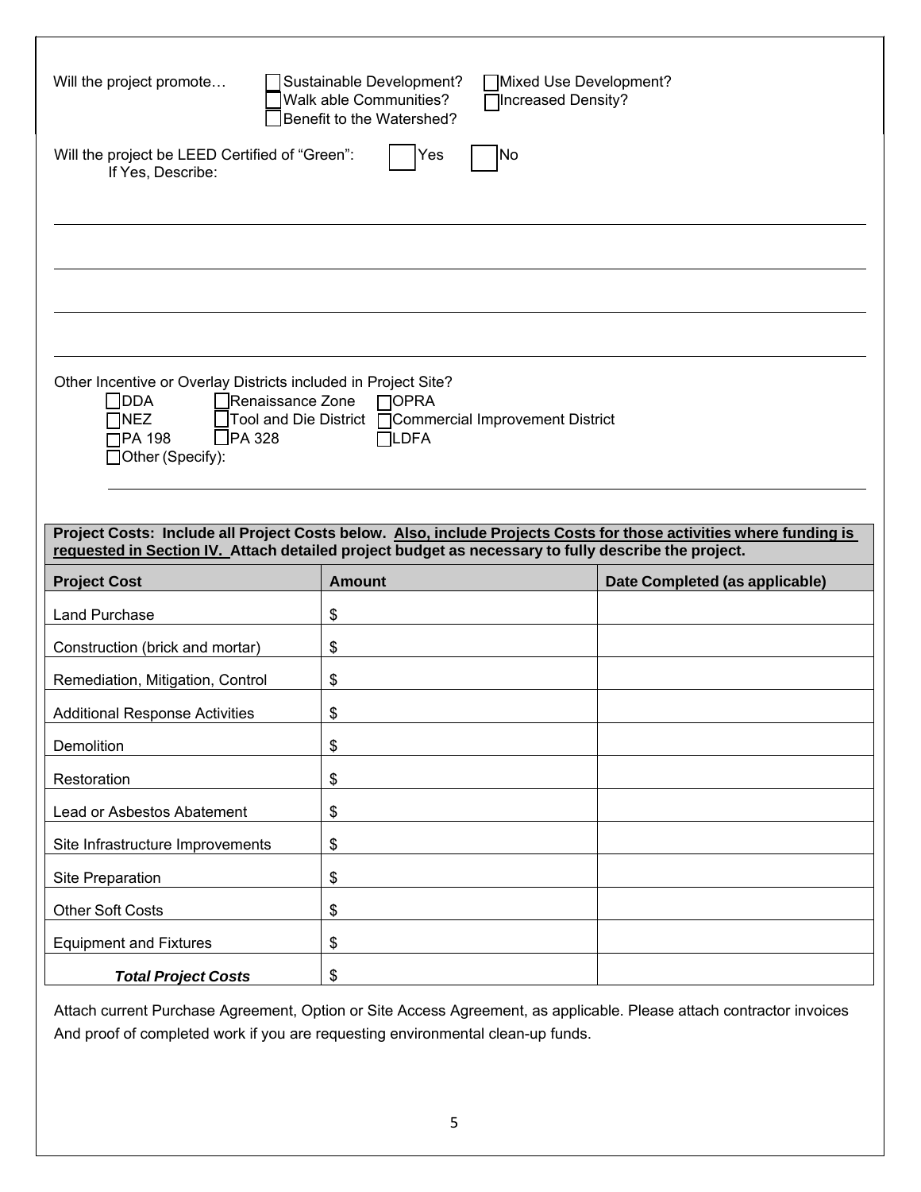Will the project promote…

- ☐ Sustainable Development?
- ☐ Mixed Use Development?
- ☐ Walk able Communities?
- ☐ Increased Density?
- ☐ Benefit to the Watershed?

Will the project be LEED Certified of "Green": ☐ Yes ☐ No

If Yes, Describe:

___

___

___

___

Other Incentive or Overlay Districts included in Project Site?

- ☐ DDA
- ☐ Renaissance Zone
- ☐ OPRA
- ☐ NEZ
- ☐ Tool and Die District
- ☐ Commercial Improvement District
- ☐ PA 198
- ☐ PA 328
- ☐ LDFA
- ☐ Other (Specify):

___

**Project Costs: Include all Project Costs below. <u>Also, include Projects Costs for those activities where funding is requested in Section IV.</u> Attach detailed project budget as necessary to fully describe the project.**

| Project Cost | Amount | Date Completed (as applicable) |
|---|---|---|
| Land Purchase | $ | |
| Construction (brick and mortar) | $ | |
| Remediation, Mitigation, Control | $ | |
| Additional Response Activities | $ | |
| Demolition | $ | |
| Restoration | $ | |
| Lead or Asbestos Abatement | $ | |
| Site Infrastructure Improvements | $ | |
| Site Preparation | $ | |
| Other Soft Costs | $ | |
| Equipment and Fixtures | $ | |
| ***Total Project Costs*** | $ | |

Attach current Purchase Agreement, Option or Site Access Agreement, as applicable. Please attach contractor invoices And proof of completed work if you are requesting environmental clean-up funds.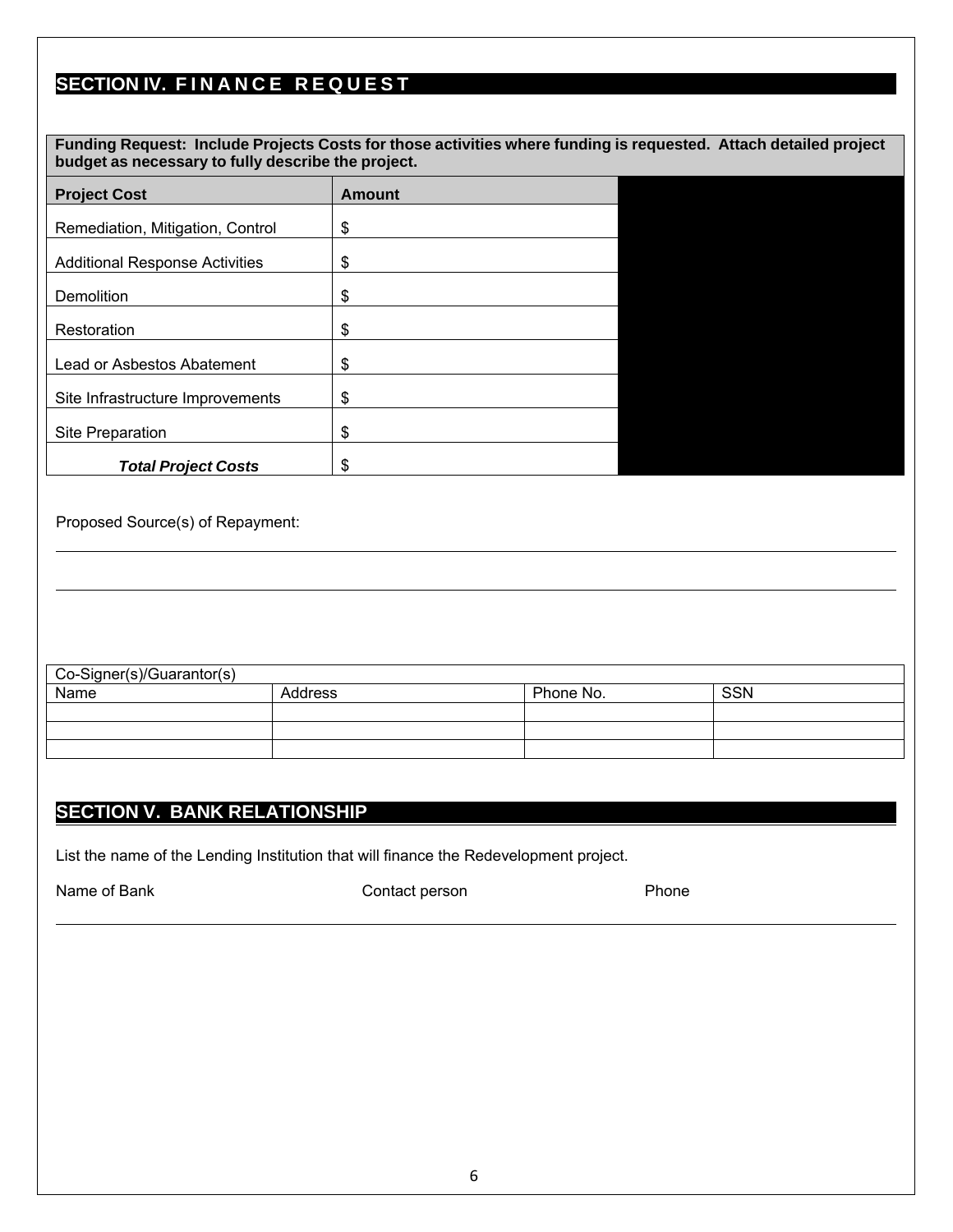## SECTION IV. FINANCE REQUEST

**Funding Request: Include Projects Costs for those activities where funding is requested. Attach detailed project budget as necessary to fully describe the project.**

| Project Cost | Amount |
|---|---|
| Remediation, Mitigation, Control | $ |
| Additional Response Activities | $ |
| Demolition | $ |
| Restoration | $ |
| Lead or Asbestos Abatement | $ |
| Site Infrastructure Improvements | $ |
| Site Preparation | $ |
| ***Total Project Costs*** | $ |

Proposed Source(s) of Repayment:

_______________________________________________

_______________________________________________

| Co-Signer(s)/Guarantor(s) | | | |
|---|---|---|---|
| Name | Address | Phone No. | SSN |
| | | | |
| | | | |
| | | | |

## SECTION V. BANK RELATIONSHIP

List the name of the Lending Institution that will finance the Redevelopment project.

Name of Bank          Contact person          Phone

_______________________________________________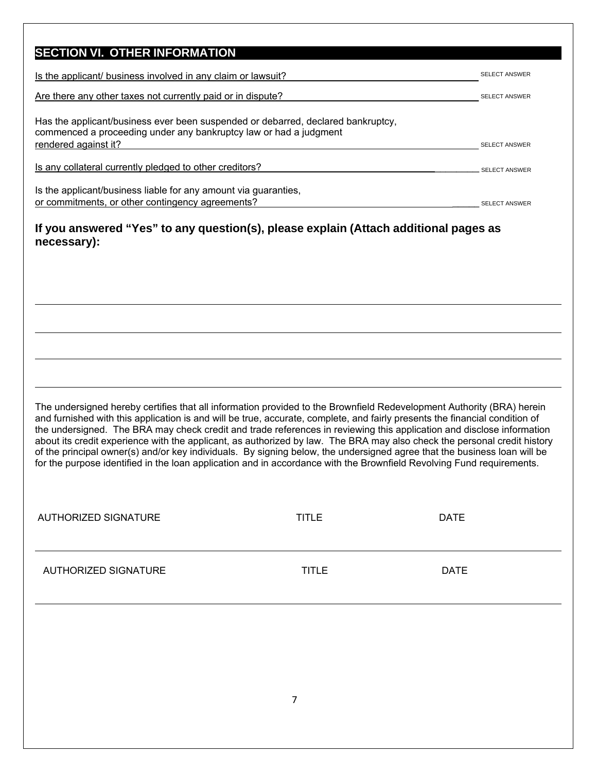## SECTION VI. OTHER INFORMATION

Is the applicant/ business involved in any claim or lawsuit? SELECT ANSWER

Are there any other taxes not currently paid or in dispute? SELECT ANSWER

Has the applicant/business ever been suspended or debarred, declared bankruptcy, commenced a proceeding under any bankruptcy law or had a judgment rendered against it? SELECT ANSWER

Is any collateral currently pledged to other creditors? SELECT ANSWER

Is the applicant/business liable for any amount via guaranties, or commitments, or other contingency agreements? SELECT ANSWER

### If you answered "Yes" to any question(s), please explain (Attach additional pages as necessary):

The undersigned hereby certifies that all information provided to the Brownfield Redevelopment Authority (BRA) herein and furnished with this application is and will be true, accurate, complete, and fairly presents the financial condition of the undersigned. The BRA may check credit and trade references in reviewing this application and disclose information about its credit experience with the applicant, as authorized by law. The BRA may also check the personal credit history of the principal owner(s) and/or key individuals. By signing below, the undersigned agree that the business loan will be for the purpose identified in the loan application and in accordance with the Brownfield Revolving Fund requirements.

| AUTHORIZED SIGNATURE | TITLE | DATE |
|---|---|---|
| | | |

| AUTHORIZED SIGNATURE | TITLE | DATE |
|---|---|---|
| | | |